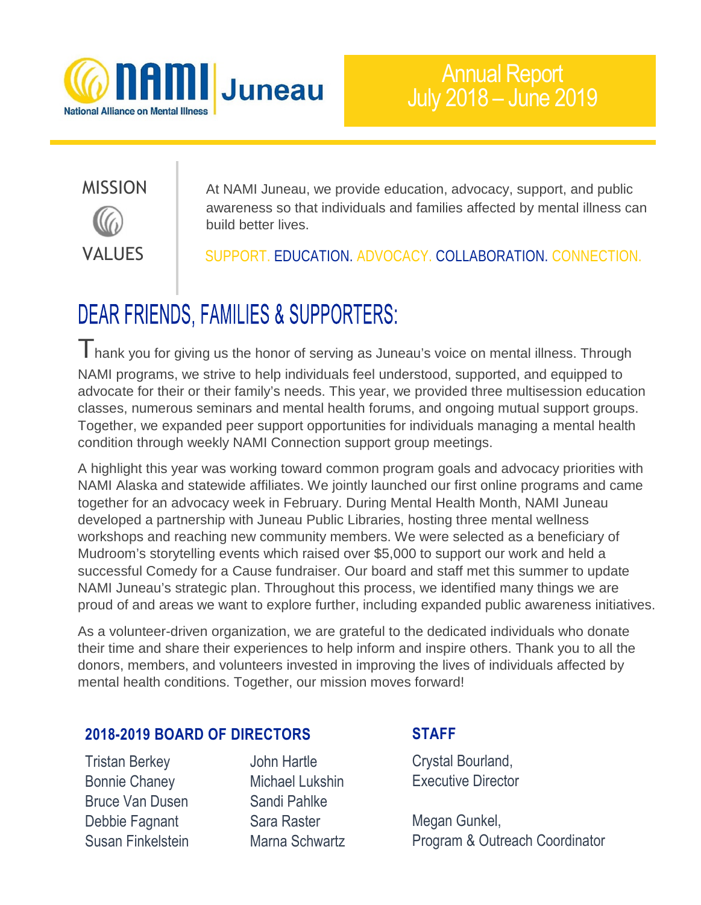# NAMI Juneau

National Alliance on Mental Illness

## Annual Report July 2018 – June 2019

### MISSION

At NAMI Juneau, we provide education, advocacy, support, and public awareness so that individuals and families affected by mental illness can build better lives.

### VALUES

SUPPORT. EDUCATION. ADVOCACY. COLLABORATION. CONNECTION.

## DEAR FRIENDS, FAMILIES & SUPPORTERS:

Thank you for giving us the honor of serving as Juneau's voice on mental illness. Through NAMI programs, we strive to help individuals feel understood, supported, and equipped to advocate for their or their family's needs. This year, we provided three multisession education classes, numerous seminars and mental health forums, and ongoing mutual support groups. Together, we expanded peer support opportunities for individuals managing a mental health condition through weekly NAMI Connection support group meetings.

A highlight this year was working toward common program goals and advocacy priorities with NAMI Alaska and statewide affiliates. We jointly launched our first online programs and came together for an advocacy week in February. During Mental Health Month, NAMI Juneau developed a partnership with Juneau Public Libraries, hosting three mental wellness workshops and reaching new community members. We were selected as a beneficiary of Mudroom's storytelling events which raised over $5,000 to support our work and held a successful Comedy for a Cause fundraiser. Our board and staff met this summer to update NAMI Juneau's strategic plan. Throughout this process, we identified many things we are proud of and areas we want to explore further, including expanded public awareness initiatives.

As a volunteer-driven organization, we are grateful to the dedicated individuals who donate their time and share their experiences to help inform and inspire others. Thank you to all the donors, members, and volunteers invested in improving the lives of individuals affected by mental health conditions. Together, our mission moves forward!

### 2018-2019 BOARD OF DIRECTORS

Tristan Berkey
Bonnie Chaney
Bruce Van Dusen
Debbie Fagnant
Susan Finkelstein
John Hartle
Michael Lukshin
Sandi Pahlke
Sara Raster
Marna Schwartz

### STAFF

Crystal Bourland,
Executive Director

Megan Gunkel,
Program & Outreach Coordinator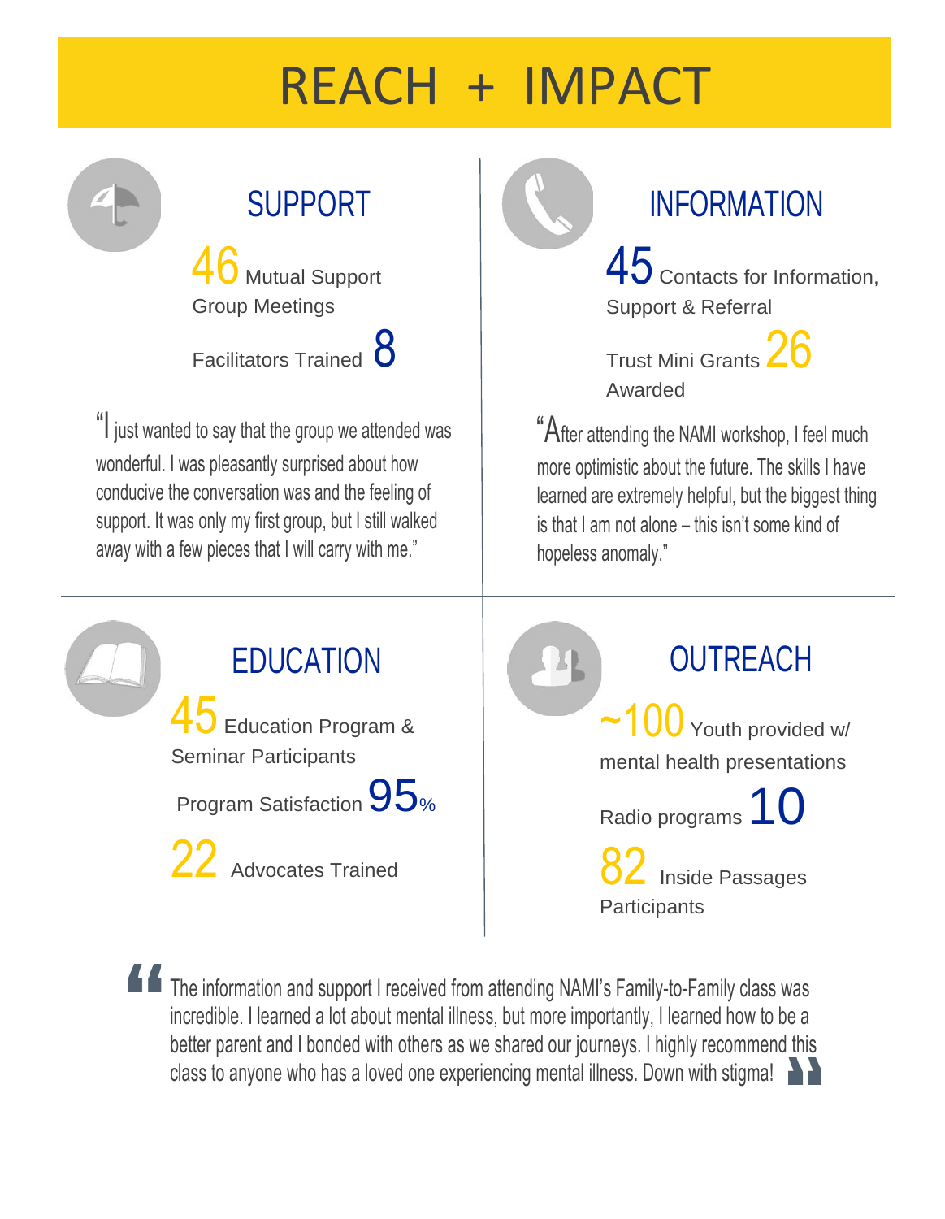# REACH + IMPACT

## SUPPORT

46 Mutual Support Group Meetings

Facilitators Trained 8

"I just wanted to say that the group we attended was wonderful. I was pleasantly surprised about how conducive the conversation was and the feeling of support. It was only my first group, but I still walked away with a few pieces that I will carry with me."

## INFORMATION

45 Contacts for Information, Support & Referral

Trust Mini Grants 26 Awarded

"After attending the NAMI workshop, I feel much more optimistic about the future. The skills I have learned are extremely helpful, but the biggest thing is that I am not alone – this isn't some kind of hopeless anomaly."

## EDUCATION

45 Education Program & Seminar Participants

Program Satisfaction 95%

22 Advocates Trained

## OUTREACH

~100 Youth provided w/ mental health presentations

Radio programs 10

82 Inside Passages Participants

"The information and support I received from attending NAMI's Family-to-Family class was incredible. I learned a lot about mental illness, but more importantly, I learned how to be a better parent and I bonded with others as we shared our journeys. I highly recommend this class to anyone who has a loved one experiencing mental illness. Down with stigma!"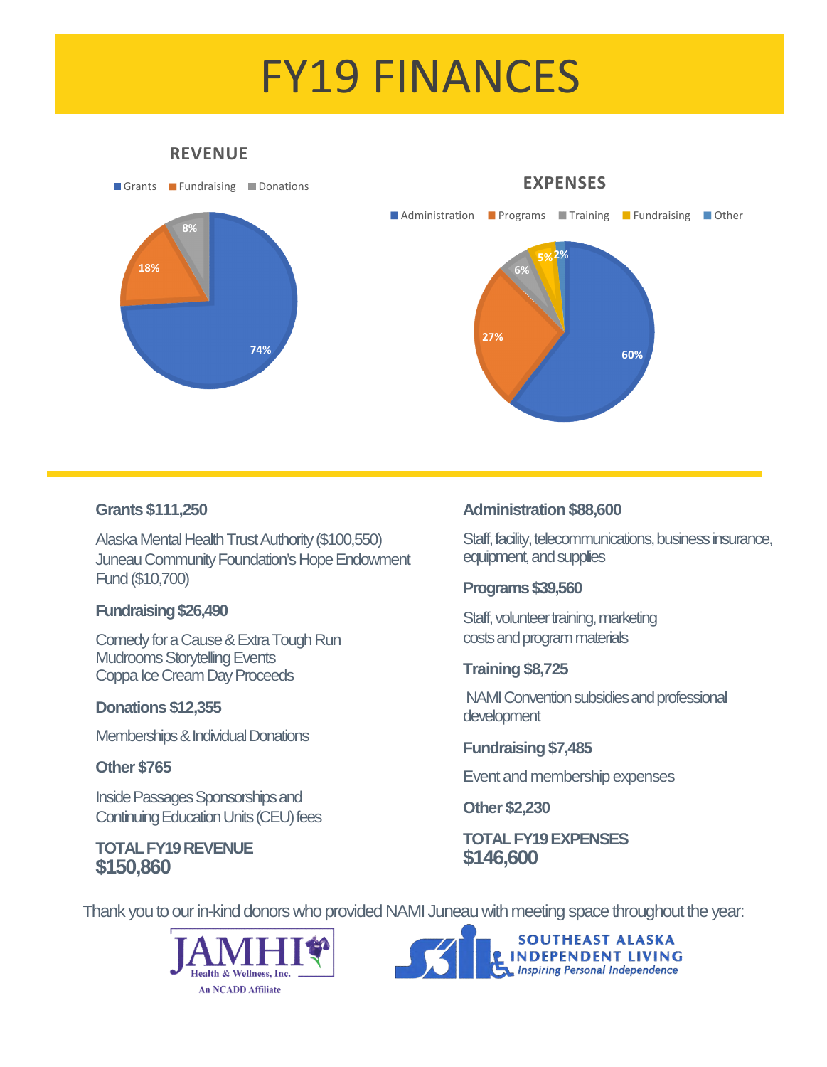# FY19 FINANCES

## REVENUE

Grants, Fundraising, Donations

- Grants: 74%
- Fundraising: 18%
- Donations: 8%

## EXPENSES

Administration, Programs, Training, Fundraising, Other

- Administration: 60%
- Programs: 27%
- Training: 6%
- Fundraising: 5%
- Other: 2%

**Grants $111,250**

Alaska Mental Health Trust Authority ($100,550)
Juneau Community Foundation's Hope Endowment Fund ($10,700)

**Fundraising $26,490**

Comedy for a Cause & Extra Tough Run
Mudrooms Storytelling Events
Coppa Ice Cream Day Proceeds

**Donations $12,355**

Memberships & Individual Donations

**Other $765**

Inside Passages Sponsorships and Continuing Education Units (CEU) fees

**TOTAL FY19 REVENUE**
**$150,860**

**Administration $88,600**

Staff, facility, telecommunications, business insurance, equipment, and supplies

**Programs $39,560**

Staff, volunteer training, marketing costs and program materials

**Training $8,725**

NAMI Convention subsidies and professional development

**Fundraising $7,485**

Event and membership expenses

**Other $2,230**

**TOTAL FY19 EXPENSES**
**$146,600**

Thank you to our in-kind donors who provided NAMI Juneau with meeting space throughout the year:

JAMHI Health & Wellness, Inc. An NCADD Affiliate

SOUTHEAST ALASKA INDEPENDENT LIVING *Inspiring Personal Independence*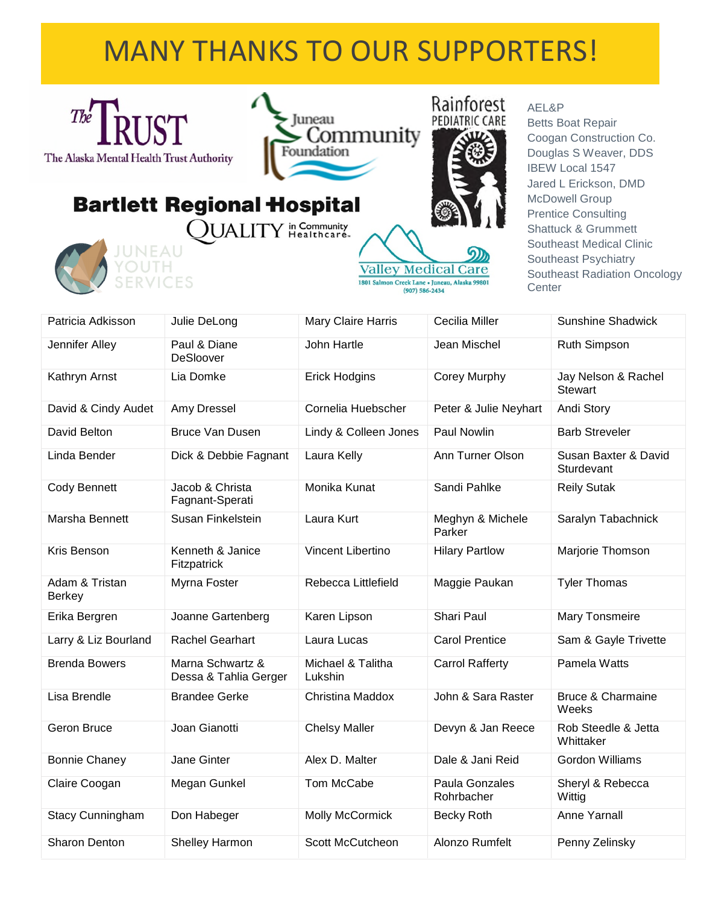# MANY THANKS TO OUR SUPPORTERS!

The Trust — The Alaska Mental Health Trust Authority

Juneau Community Foundation

Rainforest Pediatric Care

Bartlett Regional Hospital — Quality in Community Healthcare

Juneau Youth Services

Valley Medical Care — 1801 Salmon Creek Lane • Juneau, Alaska 99801 (907) 586-2434

AEL&P
Betts Boat Repair
Coogan Construction Co.
Douglas S Weaver, DDS
IBEW Local 1547
Jared L Erickson, DMD
McDowell Group
Prentice Consulting
Shattuck & Grummett
Southeast Medical Clinic
Southeast Psychiatry
Southeast Radiation Oncology Center

| | | | | |
|---|---|---|---|---|
| Patricia Adkisson | Julie DeLong | Mary Claire Harris | Cecilia Miller | Sunshine Shadwick |
| Jennifer Alley | Paul & Diane DeSloover | John Hartle | Jean Mischel | Ruth Simpson |
| Kathryn Arnst | Lia Domke | Erick Hodgins | Corey Murphy | Jay Nelson & Rachel Stewart |
| David & Cindy Audet | Amy Dressel | Cornelia Huebscher | Peter & Julie Neyhart | Andi Story |
| David Belton | Bruce Van Dusen | Lindy & Colleen Jones | Paul Nowlin | Barb Streveler |
| Linda Bender | Dick & Debbie Fagnant | Laura Kelly | Ann Turner Olson | Susan Baxter & David Sturdevant |
| Cody Bennett | Jacob & Christa Fagnant-Sperati | Monika Kunat | Sandi Pahlke | Reily Sutak |
| Marsha Bennett | Susan Finkelstein | Laura Kurt | Meghyn & Michele Parker | Saralyn Tabachnick |
| Kris Benson | Kenneth & Janice Fitzpatrick | Vincent Libertino | Hilary Partlow | Marjorie Thomson |
| Adam & Tristan Berkey | Myrna Foster | Rebecca Littlefield | Maggie Paukan | Tyler Thomas |
| Erika Bergren | Joanne Gartenberg | Karen Lipson | Shari Paul | Mary Tonsmeire |
| Larry & Liz Bourland | Rachel Gearhart | Laura Lucas | Carol Prentice | Sam & Gayle Trivette |
| Brenda Bowers | Marna Schwartz & Dessa & Tahlia Gerger | Michael & Talitha Lukshin | Carrol Rafferty | Pamela Watts |
| Lisa Brendle | Brandee Gerke | Christina Maddox | John & Sara Raster | Bruce & Charmaine Weeks |
| Geron Bruce | Joan Gianotti | Chelsy Maller | Devyn & Jan Reece | Rob Steedle & Jetta Whittaker |
| Bonnie Chaney | Jane Ginter | Alex D. Malter | Dale & Jani Reid | Gordon Williams |
| Claire Coogan | Megan Gunkel | Tom McCabe | Paula Gonzales Rohrbacher | Sheryl & Rebecca Wittig |
| Stacy Cunningham | Don Habeger | Molly McCormick | Becky Roth | Anne Yarnall |
| Sharon Denton | Shelley Harmon | Scott McCutcheon | Alonzo Rumfelt | Penny Zelinsky |